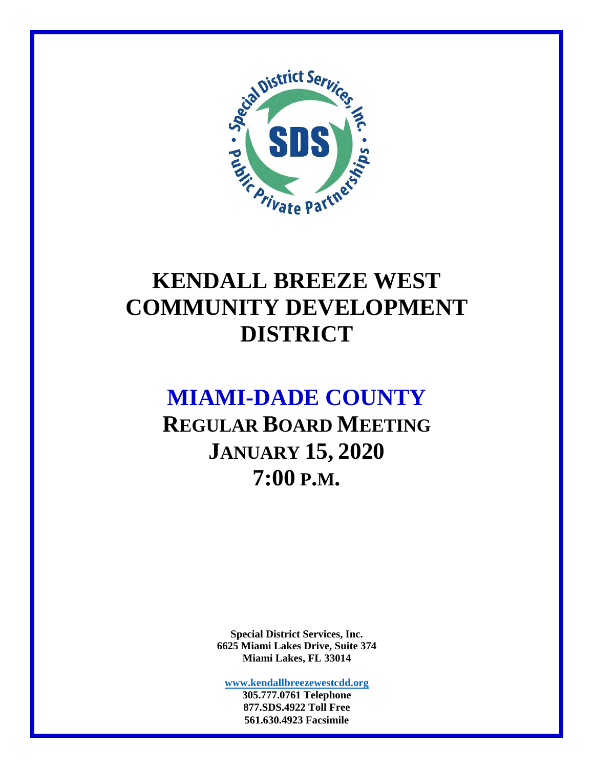# KENDALL BREEZE WEST COMMUNITY DEVELOPMENT DISTRICT

## MIAMI-DADE COUNTY

## REGULAR BOARD MEETING
## JANUARY 15, 2020
## 7:00 P.M.

**Special District Services, Inc.**
**6625 Miami Lakes Drive, Suite 374**
**Miami Lakes, FL 33014**

**www.kendallbreezewestcdd.org**
**305.777.0761 Telephone**
**877.SDS.4922 Toll Free**
**561.630.4923 Facsimile**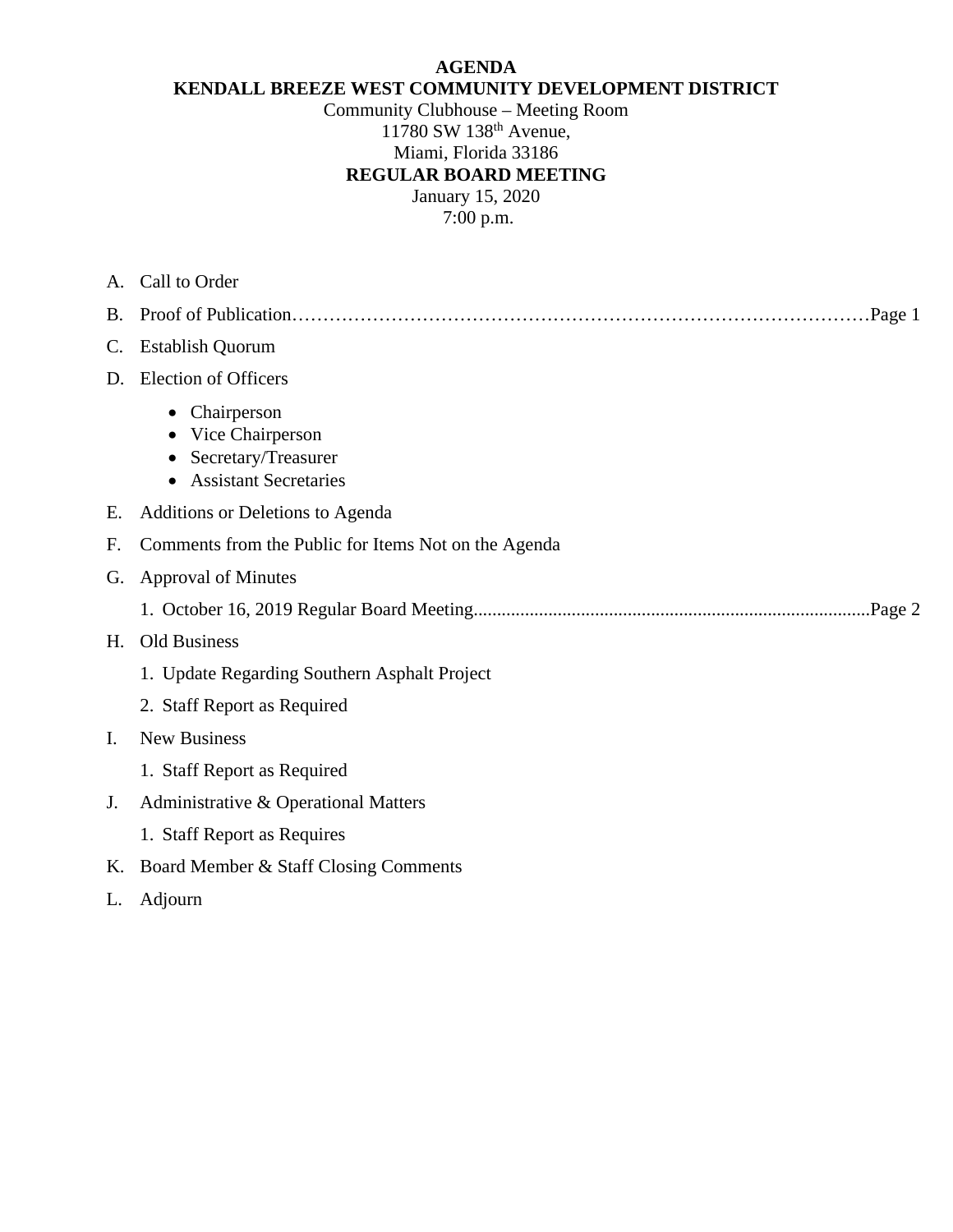**AGENDA**
**KENDALL BREEZE WEST COMMUNITY DEVELOPMENT DISTRICT**
Community Clubhouse – Meeting Room
11780 SW 138th Avenue,
Miami, Florida 33186
**REGULAR BOARD MEETING**
January 15, 2020
7:00 p.m.

A. Call to Order

B. Proof of Publication……………………………………………………………………………Page 1

C. Establish Quorum

D. Election of Officers

- Chairperson
- Vice Chairperson
- Secretary/Treasurer
- Assistant Secretaries

E. Additions or Deletions to Agenda

F. Comments from the Public for Items Not on the Agenda

G. Approval of Minutes

1. October 16, 2019 Regular Board Meeting.....................................................................................Page 2

H. Old Business

1. Update Regarding Southern Asphalt Project
2. Staff Report as Required

I. New Business

1. Staff Report as Required

J. Administrative & Operational Matters

1. Staff Report as Requires

K. Board Member & Staff Closing Comments

L. Adjourn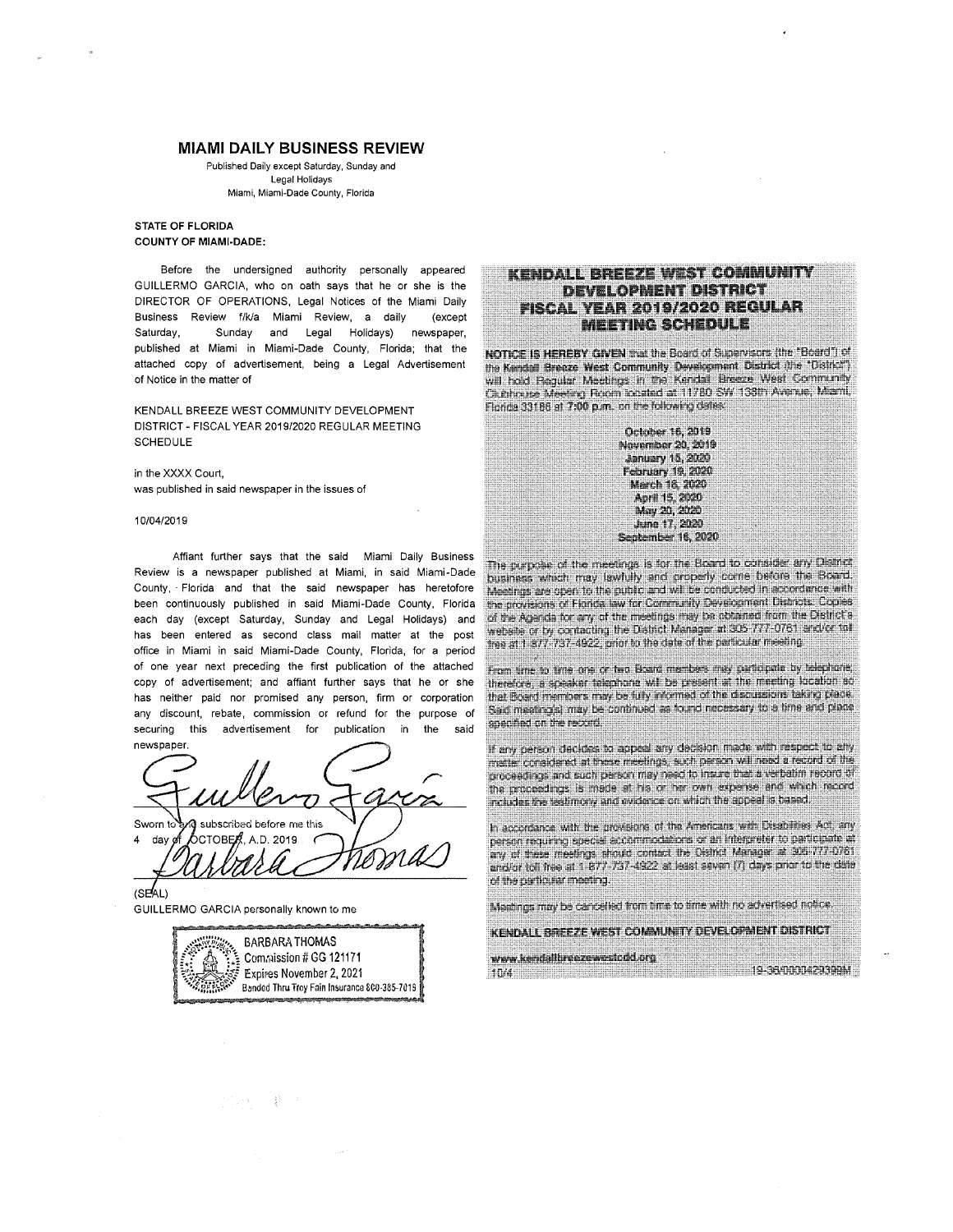# MIAMI DAILY BUSINESS REVIEW

Published Daily except Saturday, Sunday and Legal Holidays
Miami, Miami-Dade County, Florida

**STATE OF FLORIDA**
**COUNTY OF MIAMI-DADE:**

Before the undersigned authority personally appeared GUILLERMO GARCIA, who on oath says that he or she is the DIRECTOR OF OPERATIONS, Legal Notices of the Miami Daily Business Review f/k/a Miami Review, a daily (except Saturday, Sunday and Legal Holidays) newspaper, published at Miami in Miami-Dade County, Florida; that the attached copy of advertisement, being a Legal Advertisement of Notice in the matter of

KENDALL BREEZE WEST COMMUNITY DEVELOPMENT DISTRICT - FISCAL YEAR 2019/2020 REGULAR MEETING SCHEDULE

in the XXXX Court,
was published in said newspaper in the issues of

10/04/2019

Affiant further says that the said Miami Daily Business Review is a newspaper published at Miami, in said Miami-Dade County, Florida and that the said newspaper has heretofore been continuously published in said Miami-Dade County, Florida each day (except Saturday, Sunday and Legal Holidays) and has been entered as second class mail matter at the post office in Miami in said Miami-Dade County, Florida, for a period of one year next preceding the first publication of the attached copy of advertisement; and affiant further says that he or she has neither paid nor promised any person, firm or corporation any discount, rebate, commission or refund for the purpose of securing this advertisement for publication in the said newspaper.

Sworn to and subscribed before me this
4 day of OCTOBER, A.D. 2019

(SEAL)
GUILLERMO GARCIA personally known to me

BARBARA THOMAS
Commission # GG 121171
Expires November 2, 2021
Bonded Thru Troy Fain Insurance 800-385-7019

## KENDALL BREEZE WEST COMMUNITY DEVELOPMENT DISTRICT FISCAL YEAR 2019/2020 REGULAR MEETING SCHEDULE

**NOTICE IS HEREBY GIVEN** that the Board of Supervisors (the "Board") of the Kendall Breeze West Community Development District (the "District") will hold Regular Meetings in the Kendall Breeze West Community Clubhouse Meeting Room located at 11780 SW 138th Avenue, Miami, Florida 33186 at 7:00 p.m. on the following dates:

**October 16, 2019**
**November 20, 2019**
**January 15, 2020**
**February 19, 2020**
**March 18, 2020**
**April 15, 2020**
**May 20, 2020**
**June 17, 2020**
**September 16, 2020**

The purpose of the meetings is for the Board to consider any District business which may lawfully and properly come before the Board. Meetings are open to the public and will be conducted in accordance with the provisions of Florida law for Community Development Districts. Copies of the Agenda for any of the meetings may be obtained from the District's website or by contacting the District Manager at 305-777-0761 and/or toll free at 1-877-737-4922, prior to the date of the particular meeting.

From time to time one or two Board members may participate by telephone; therefore, a speaker telephone will be present at the meeting location so that Board members may be fully informed of the discussions taking place. Said meeting(s) may be continued as found necessary to a time and place specified on the record.

If any person decides to appeal any decision made with respect to any matter considered at these meetings, such person will need a record of the proceedings and such person may need to insure that a verbatim record of the proceedings is made at his or her own expense and which record includes the testimony and evidence on which the appeal is based.

In accordance with the provisions of the Americans with Disabilities Act, any person requiring special accommodations or an interpreter to participate at any of these meetings should contact the District Manager at 305-777-0761 and/or toll free at 1-877-737-4922 at least seven (7) days prior to the date of the particular meeting.

Meetings may be cancelled from time to time with no advertised notice.

**KENDALL BREEZE WEST COMMUNITY DEVELOPMENT DISTRICT**

**www.kendallbreezewestcdd.org**
10/4 19-36/0000429398M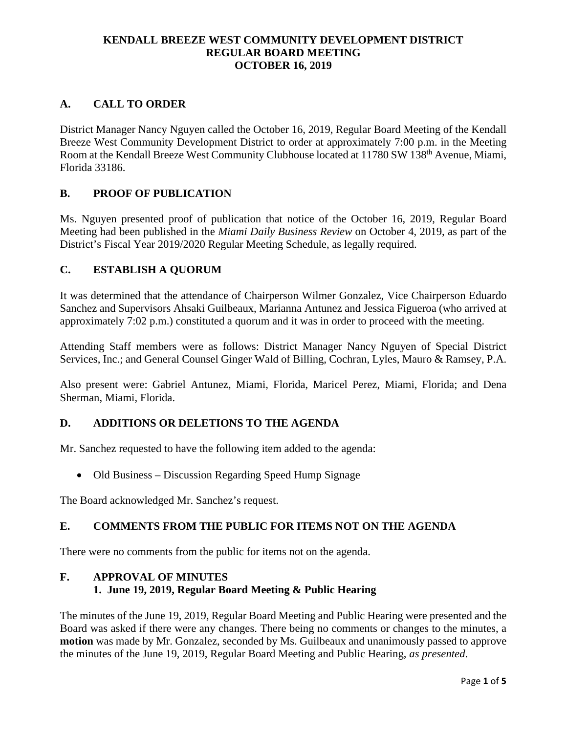**KENDALL BREEZE WEST COMMUNITY DEVELOPMENT DISTRICT**
**REGULAR BOARD MEETING**
**OCTOBER 16, 2019**

## A. CALL TO ORDER

District Manager Nancy Nguyen called the October 16, 2019, Regular Board Meeting of the Kendall Breeze West Community Development District to order at approximately 7:00 p.m. in the Meeting Room at the Kendall Breeze West Community Clubhouse located at 11780 SW 138th Avenue, Miami, Florida 33186.

## B. PROOF OF PUBLICATION

Ms. Nguyen presented proof of publication that notice of the October 16, 2019, Regular Board Meeting had been published in the *Miami Daily Business Review* on October 4, 2019, as part of the District's Fiscal Year 2019/2020 Regular Meeting Schedule, as legally required.

## C. ESTABLISH A QUORUM

It was determined that the attendance of Chairperson Wilmer Gonzalez, Vice Chairperson Eduardo Sanchez and Supervisors Ahsaki Guilbeaux, Marianna Antunez and Jessica Figueroa (who arrived at approximately 7:02 p.m.) constituted a quorum and it was in order to proceed with the meeting.

Attending Staff members were as follows: District Manager Nancy Nguyen of Special District Services, Inc.; and General Counsel Ginger Wald of Billing, Cochran, Lyles, Mauro & Ramsey, P.A.

Also present were: Gabriel Antunez, Miami, Florida, Maricel Perez, Miami, Florida; and Dena Sherman, Miami, Florida.

## D. ADDITIONS OR DELETIONS TO THE AGENDA

Mr. Sanchez requested to have the following item added to the agenda:

- Old Business – Discussion Regarding Speed Hump Signage

The Board acknowledged Mr. Sanchez's request.

## E. COMMENTS FROM THE PUBLIC FOR ITEMS NOT ON THE AGENDA

There were no comments from the public for items not on the agenda.

## F. APPROVAL OF MINUTES

### 1. June 19, 2019, Regular Board Meeting & Public Hearing

The minutes of the June 19, 2019, Regular Board Meeting and Public Hearing were presented and the Board was asked if there were any changes. There being no comments or changes to the minutes, a **motion** was made by Mr. Gonzalez, seconded by Ms. Guilbeaux and unanimously passed to approve the minutes of the June 19, 2019, Regular Board Meeting and Public Hearing, *as presented*.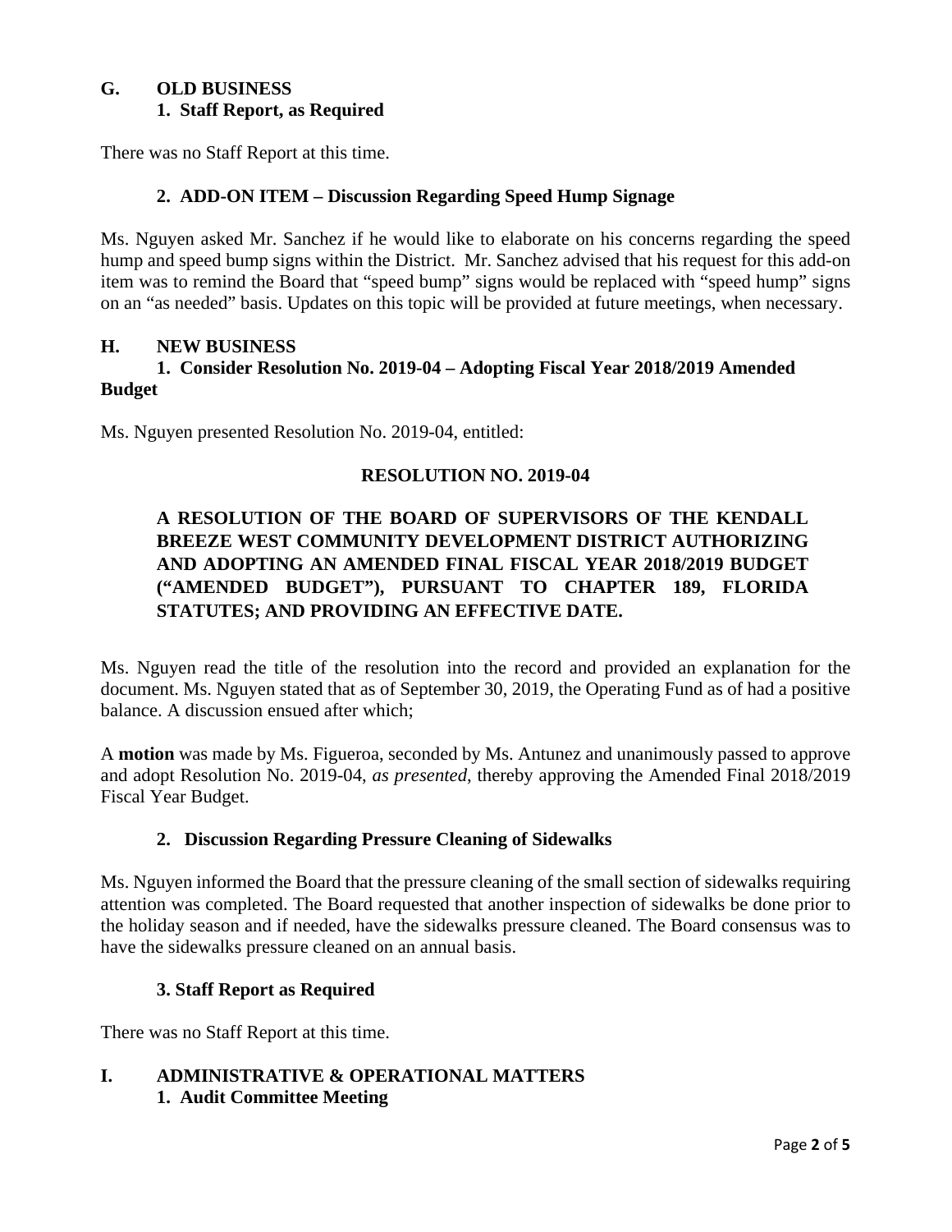## G. OLD BUSINESS

### 1. Staff Report, as Required

There was no Staff Report at this time.

### 2. ADD-ON ITEM – Discussion Regarding Speed Hump Signage

Ms. Nguyen asked Mr. Sanchez if he would like to elaborate on his concerns regarding the speed hump and speed bump signs within the District. Mr. Sanchez advised that his request for this add-on item was to remind the Board that "speed bump" signs would be replaced with "speed hump" signs on an "as needed" basis. Updates on this topic will be provided at future meetings, when necessary.

## H. NEW BUSINESS

### 1. Consider Resolution No. 2019-04 – Adopting Fiscal Year 2018/2019 Amended Budget

Ms. Nguyen presented Resolution No. 2019-04, entitled:

**RESOLUTION NO. 2019-04**

**A RESOLUTION OF THE BOARD OF SUPERVISORS OF THE KENDALL BREEZE WEST COMMUNITY DEVELOPMENT DISTRICT AUTHORIZING AND ADOPTING AN AMENDED FINAL FISCAL YEAR 2018/2019 BUDGET ("AMENDED BUDGET"), PURSUANT TO CHAPTER 189, FLORIDA STATUTES; AND PROVIDING AN EFFECTIVE DATE.**

Ms. Nguyen read the title of the resolution into the record and provided an explanation for the document. Ms. Nguyen stated that as of September 30, 2019, the Operating Fund as of had a positive balance. A discussion ensued after which;

A **motion** was made by Ms. Figueroa, seconded by Ms. Antunez and unanimously passed to approve and adopt Resolution No. 2019-04, *as presented*, thereby approving the Amended Final 2018/2019 Fiscal Year Budget.

### 2. Discussion Regarding Pressure Cleaning of Sidewalks

Ms. Nguyen informed the Board that the pressure cleaning of the small section of sidewalks requiring attention was completed. The Board requested that another inspection of sidewalks be done prior to the holiday season and if needed, have the sidewalks pressure cleaned. The Board consensus was to have the sidewalks pressure cleaned on an annual basis.

### 3. Staff Report as Required

There was no Staff Report at this time.

## I. ADMINISTRATIVE & OPERATIONAL MATTERS

### 1. Audit Committee Meeting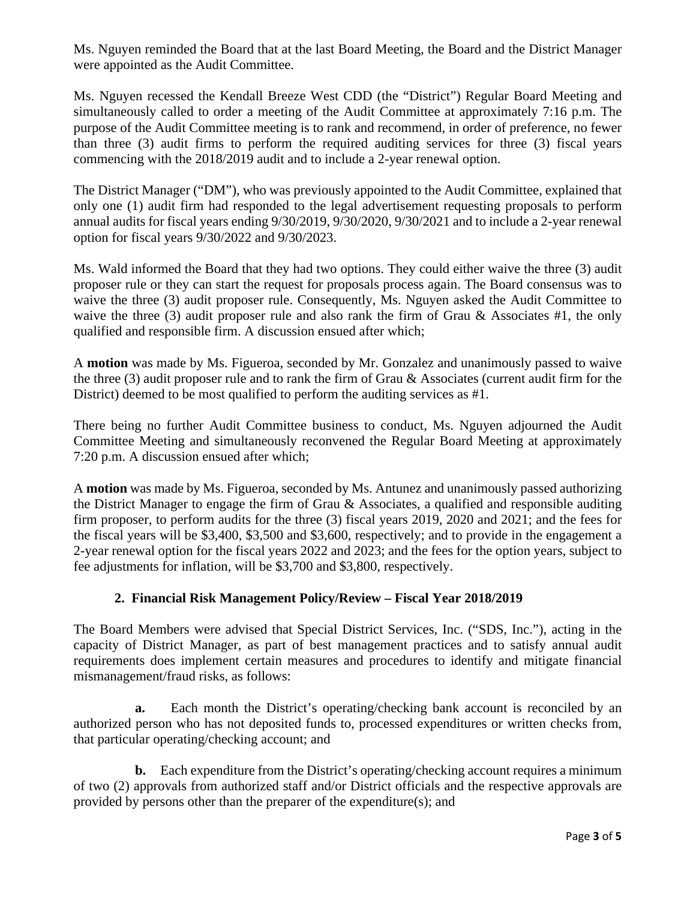Ms. Nguyen reminded the Board that at the last Board Meeting, the Board and the District Manager were appointed as the Audit Committee.

Ms. Nguyen recessed the Kendall Breeze West CDD (the "District") Regular Board Meeting and simultaneously called to order a meeting of the Audit Committee at approximately 7:16 p.m. The purpose of the Audit Committee meeting is to rank and recommend, in order of preference, no fewer than three (3) audit firms to perform the required auditing services for three (3) fiscal years commencing with the 2018/2019 audit and to include a 2-year renewal option.

The District Manager ("DM"), who was previously appointed to the Audit Committee, explained that only one (1) audit firm had responded to the legal advertisement requesting proposals to perform annual audits for fiscal years ending 9/30/2019, 9/30/2020, 9/30/2021 and to include a 2-year renewal option for fiscal years 9/30/2022 and 9/30/2023.

Ms. Wald informed the Board that they had two options. They could either waive the three (3) audit proposer rule or they can start the request for proposals process again. The Board consensus was to waive the three (3) audit proposer rule. Consequently, Ms. Nguyen asked the Audit Committee to waive the three (3) audit proposer rule and also rank the firm of Grau & Associates #1, the only qualified and responsible firm. A discussion ensued after which;

A **motion** was made by Ms. Figueroa, seconded by Mr. Gonzalez and unanimously passed to waive the three (3) audit proposer rule and to rank the firm of Grau & Associates (current audit firm for the District) deemed to be most qualified to perform the auditing services as #1.

There being no further Audit Committee business to conduct, Ms. Nguyen adjourned the Audit Committee Meeting and simultaneously reconvened the Regular Board Meeting at approximately 7:20 p.m. A discussion ensued after which;

A **motion** was made by Ms. Figueroa, seconded by Ms. Antunez and unanimously passed authorizing the District Manager to engage the firm of Grau & Associates, a qualified and responsible auditing firm proposer, to perform audits for the three (3) fiscal years 2019, 2020 and 2021; and the fees for the fiscal years will be $3,400, $3,500 and $3,600, respectively; and to provide in the engagement a 2-year renewal option for the fiscal years 2022 and 2023; and the fees for the option years, subject to fee adjustments for inflation, will be $3,700 and $3,800, respectively.

### 2. Financial Risk Management Policy/Review – Fiscal Year 2018/2019

The Board Members were advised that Special District Services, Inc. ("SDS, Inc."), acting in the capacity of District Manager, as part of best management practices and to satisfy annual audit requirements does implement certain measures and procedures to identify and mitigate financial mismanagement/fraud risks, as follows:

**a.** Each month the District's operating/checking bank account is reconciled by an authorized person who has not deposited funds to, processed expenditures or written checks from, that particular operating/checking account; and

**b.** Each expenditure from the District's operating/checking account requires a minimum of two (2) approvals from authorized staff and/or District officials and the respective approvals are provided by persons other than the preparer of the expenditure(s); and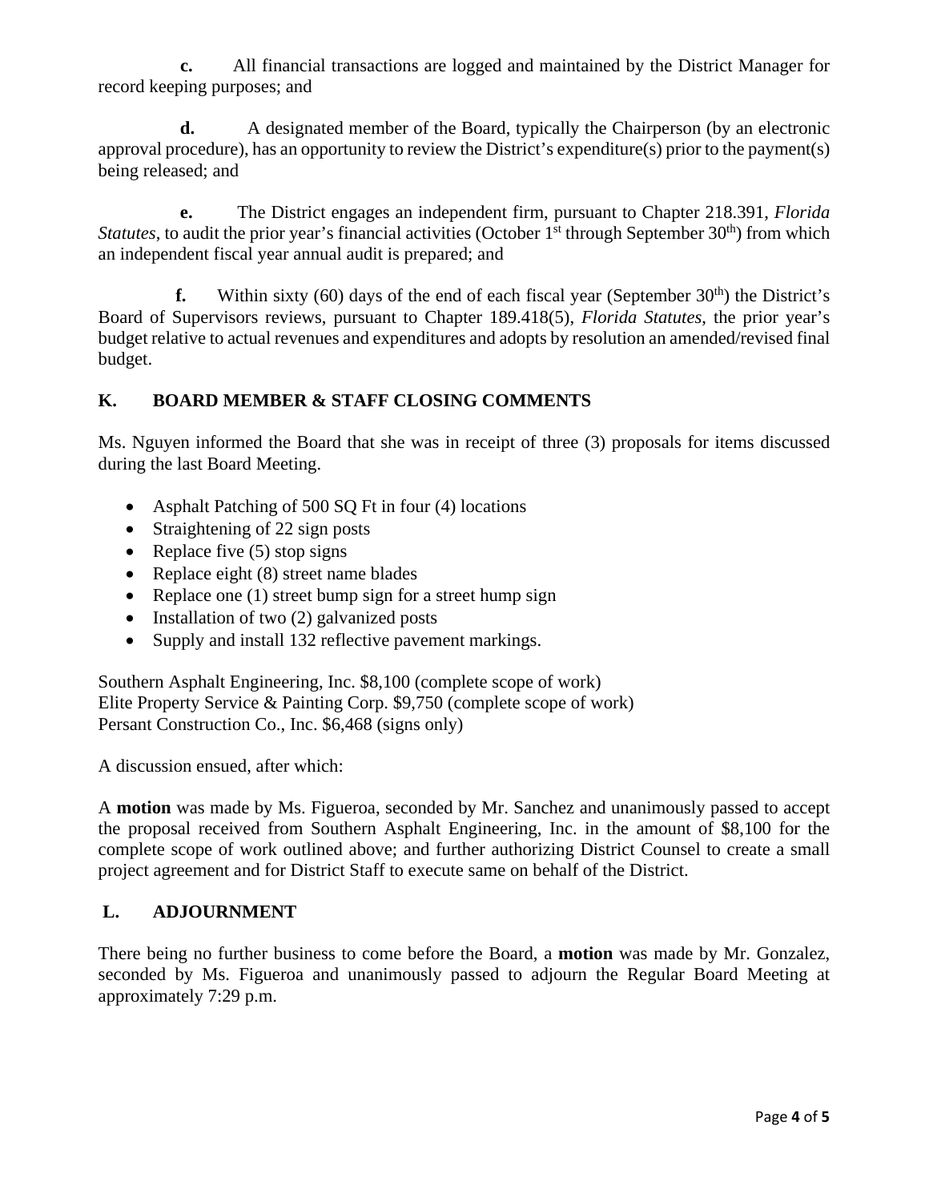**c.** All financial transactions are logged and maintained by the District Manager for record keeping purposes; and

**d.** A designated member of the Board, typically the Chairperson (by an electronic approval procedure), has an opportunity to review the District's expenditure(s) prior to the payment(s) being released; and

**e.** The District engages an independent firm, pursuant to Chapter 218.391, *Florida Statutes*, to audit the prior year's financial activities (October 1st through September 30th) from which an independent fiscal year annual audit is prepared; and

**f.** Within sixty (60) days of the end of each fiscal year (September 30th) the District's Board of Supervisors reviews, pursuant to Chapter 189.418(5), *Florida Statutes*, the prior year's budget relative to actual revenues and expenditures and adopts by resolution an amended/revised final budget.

## K. BOARD MEMBER & STAFF CLOSING COMMENTS

Ms. Nguyen informed the Board that she was in receipt of three (3) proposals for items discussed during the last Board Meeting.

- Asphalt Patching of 500 SQ Ft in four (4) locations
- Straightening of 22 sign posts
- Replace five (5) stop signs
- Replace eight (8) street name blades
- Replace one (1) street bump sign for a street hump sign
- Installation of two (2) galvanized posts
- Supply and install 132 reflective pavement markings.

Southern Asphalt Engineering, Inc. $8,100 (complete scope of work)
Elite Property Service & Painting Corp. $9,750 (complete scope of work)
Persant Construction Co., Inc. $6,468 (signs only)

A discussion ensued, after which:

A **motion** was made by Ms. Figueroa, seconded by Mr. Sanchez and unanimously passed to accept the proposal received from Southern Asphalt Engineering, Inc. in the amount of $8,100 for the complete scope of work outlined above; and further authorizing District Counsel to create a small project agreement and for District Staff to execute same on behalf of the District.

## L. ADJOURNMENT

There being no further business to come before the Board, a **motion** was made by Mr. Gonzalez, seconded by Ms. Figueroa and unanimously passed to adjourn the Regular Board Meeting at approximately 7:29 p.m.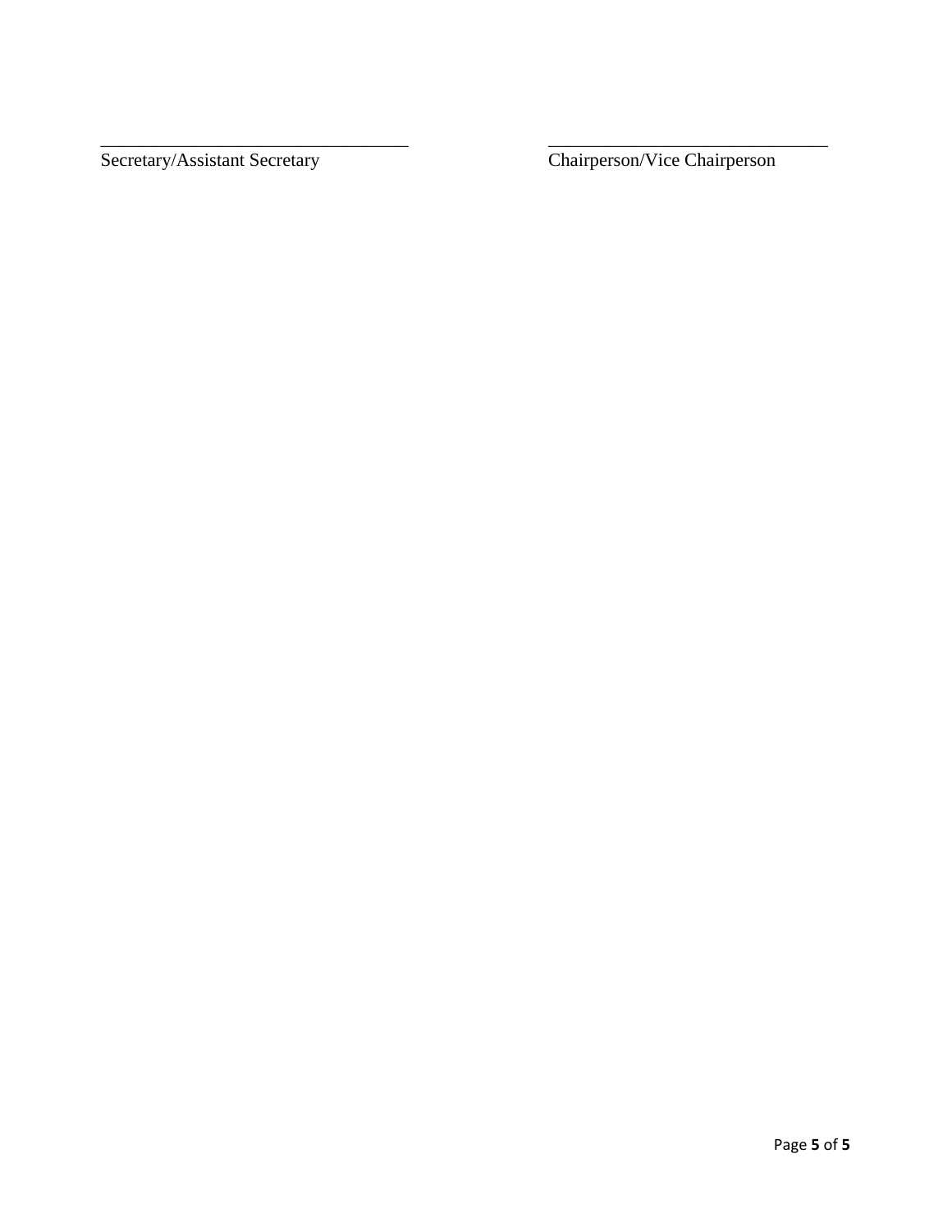\_\_\_\_\_\_\_\_\_\_\_\_\_\_\_\_\_\_\_\_\_\_\_\_\_\_\_\_\_\_\_\_\_\_\_
Secretary/Assistant Secretary

\_\_\_\_\_\_\_\_\_\_\_\_\_\_\_\_\_\_\_\_\_\_\_\_\_\_\_\_\_\_\_\_\_\_\_
Chairperson/Vice Chairperson